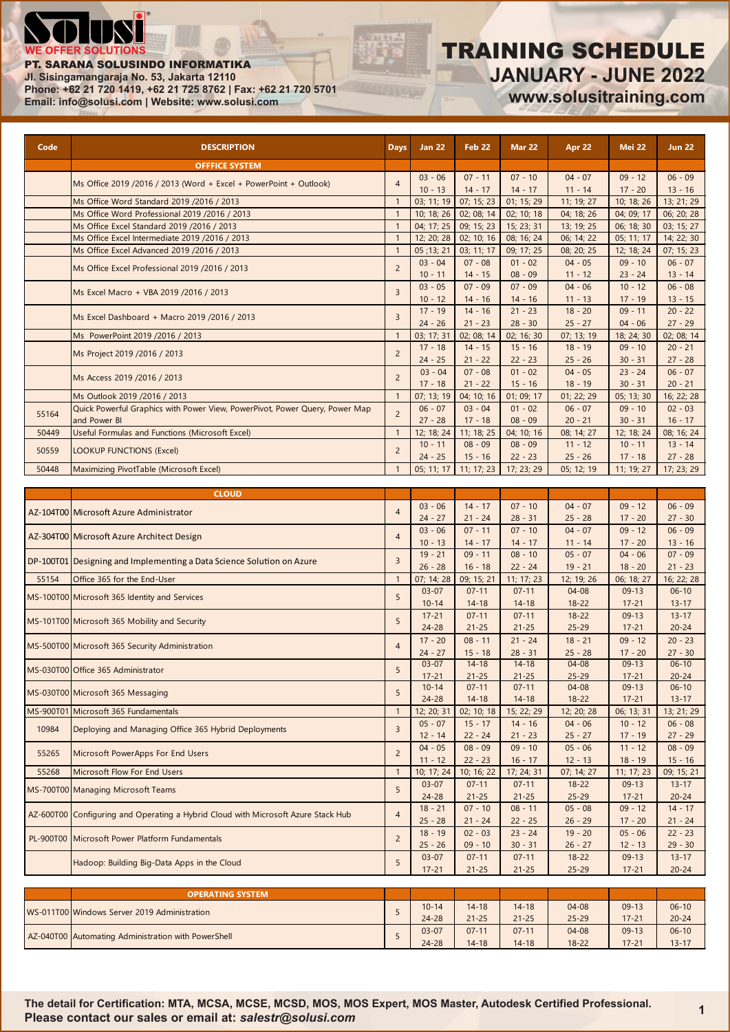**Solusi** ®
WE OFFER SOLUTIONS

**PT. SARANA SOLUSINDO INFORMATIKA**
**Jl. Sisingamangaraja No. 53, Jakarta 12110**
**Phone: +62 21 720 1419, +62 21 725 8762 | Fax: +62 21 720 5701**
**Email: info@solusi.com | Website: www.solusi.com**

# TRAINING SCHEDULE

## JANUARY - JUNE 2022

**www.solusitraining.com**

| Code | DESCRIPTION | Days | Jan 22 | Feb 22 | Mar 22 | Apr 22 | Mei 22 | Jun 22 |
|---|---|---|---|---|---|---|---|---|
| | **OFFFICE SYSTEM** | | | | | | | |
| | Ms Office 2019 /2016 / 2013 (Word + Excel + PowerPoint + Outlook) | 4 | 03 - 06<br>10 - 13 | 07 - 11<br>14 - 17 | 07 - 10<br>14 - 17 | 04 - 07<br>11 - 14 | 09 - 12<br>17 - 20 | 06 - 09<br>13 - 16 |
| | Ms Office Word Standard 2019 /2016 / 2013 | 1 | 03; 11; 19 | 07; 15; 23 | 01; 15; 29 | 11; 19; 27 | 10; 18; 26 | 13; 21; 29 |
| | Ms Office Word Professional 2019 /2016 / 2013 | 1 | 10; 18; 26 | 02; 08; 14 | 02; 10; 18 | 04; 18; 26 | 04; 09; 17 | 06; 20; 28 |
| | Ms Office Excel Standard 2019 /2016 / 2013 | 1 | 04; 17; 25 | 09; 15; 23 | 15; 23; 31 | 13; 19; 25 | 06; 18; 30 | 03; 15; 27 |
| | Ms Office Excel Intermediate 2019 /2016 / 2013 | 1 | 12; 20; 28 | 02; 10; 16 | 08; 16; 24 | 06; 14; 22 | 05; 11; 17 | 14; 22; 30 |
| | Ms Office Excel Advanced 2019 /2016 / 2013 | 1 | 05 ;13; 21 | 03; 11; 17 | 09; 17; 25 | 08; 20; 25 | 12; 18; 24 | 07; 15; 23 |
| | Ms Office Excel Professional 2019 /2016 / 2013 | 2 | 03 - 04<br>10 - 11 | 07 - 08<br>14 - 15 | 01 - 02<br>08 - 09 | 04 - 05<br>11 - 12 | 09 - 10<br>23 - 24 | 06 - 07<br>13 - 14 |
| | Ms Excel Macro + VBA 2019 /2016 / 2013 | 3 | 03 - 05<br>10 - 12 | 07 - 09<br>14 - 16 | 07 - 09<br>14 - 16 | 04 - 06<br>11 - 13 | 10 - 12<br>17 - 19 | 06 - 08<br>13 - 15 |
| | Ms Excel Dashboard + Macro 2019 /2016 / 2013 | 3 | 17 - 19<br>24 - 26 | 14 - 16<br>21 - 23 | 21 - 23<br>28 - 30 | 18 - 20<br>25 - 27 | 09 - 11<br>04 - 06 | 20 - 22<br>27 - 29 |
| | Ms PowerPoint 2019 /2016 / 2013 | 1 | 03; 17; 31 | 02; 08; 14 | 02; 16; 30 | 07; 13; 19 | 18; 24; 30 | 02; 08; 14 |
| | Ms Project 2019 /2016 / 2013 | 2 | 17 - 18<br>24 - 25 | 14 - 15<br>21 - 22 | 15 - 16<br>22 - 23 | 18 - 19<br>25 - 26 | 09 - 10<br>30 - 31 | 20 - 21<br>27 - 28 |
| | Ms Access 2019 /2016 / 2013 | 2 | 03 - 04<br>17 - 18 | 07 - 08<br>21 - 22 | 01 - 02<br>15 - 16 | 04 - 05<br>18 - 19 | 23 - 24<br>30 - 31 | 06 - 07<br>20 - 21 |
| | Ms Outlook 2019 /2016 / 2013 | 1 | 07; 13; 19 | 04; 10; 16 | 01; 09; 17 | 01; 22; 29 | 05; 13; 30 | 16; 22; 28 |
| 55164 | Quick Powerful Graphics with Power View, PowerPivot, Power Query, Power Map and Power BI | 2 | 06 - 07<br>27 - 28 | 03 - 04<br>17 - 18 | 01 - 02<br>08 - 09 | 06 - 07<br>20 - 21 | 09 - 10<br>30 - 31 | 02 - 03<br>16 - 17 |
| 50449 | Useful Formulas and Functions (Microsoft Excel) | 1 | 12; 18; 24 | 11; 18; 25 | 04; 10; 16 | 08; 14; 27 | 12; 18; 24 | 08; 16; 24 |
| 50559 | LOOKUP FUNCTIONS (Excel) | 2 | 10 - 11<br>24 - 25 | 08 - 09<br>15 - 16 | 08 - 09<br>22 - 23 | 11 - 12<br>25 - 26 | 10 - 11<br>17 - 18 | 13 - 14<br>27 - 28 |
| 50448 | Maximizing PivotTable (Microsoft Excel) | 1 | 05; 11; 17 | 11; 17; 23 | 17; 23; 29 | 05; 12; 19 | 11; 19; 27 | 17; 23; 29 |
| | **CLOUD** | | | | | | | |
| AZ-104T00 | Microsoft Azure Administrator | 4 | 03 - 06<br>24 - 27 | 14 - 17<br>21 - 24 | 07 - 10<br>28 - 31 | 04 - 07<br>25 - 28 | 09 - 12<br>17 - 20 | 06 - 09<br>27 - 30 |
| AZ-304T00 | Microsoft Azure Architect Design | 4 | 03 - 06<br>10 - 13 | 07 - 11<br>14 - 17 | 07 - 10<br>14 - 17 | 04 - 07<br>11 - 14 | 09 - 12<br>17 - 20 | 06 - 09<br>13 - 16 |
| DP-100T01 | Designing and Implementing a Data Science Solution on Azure | 3 | 19 - 21<br>26 - 28 | 09 - 11<br>16 - 18 | 08 - 10<br>22 - 24 | 05 - 07<br>19 - 21 | 04 - 06<br>18 - 20 | 07 - 09<br>21 - 23 |
| 55154 | Office 365 for the End-User | 1 | 07; 14; 28 | 09; 15; 21 | 11; 17; 23 | 12; 19; 26 | 06; 18; 27 | 16; 22; 28 |
| MS-100T00 | Microsoft 365 Identity and Services | 5 | 03-07<br>10-14 | 07-11<br>14-18 | 07-11<br>14-18 | 04-08<br>18-22 | 09-13<br>17-21 | 06-10<br>13-17 |
| MS-101T00 | Microsoft 365 Mobility and Security | 5 | 17-21<br>24-28 | 07-11<br>21-25 | 07-11<br>21-25 | 18-22<br>25-29 | 09-13<br>17-21 | 13-17<br>20-24 |
| MS-500T00 | Microsoft 365 Security Administration | 4 | 17 - 20<br>24 - 27 | 08 - 11<br>15 - 18 | 21 - 24<br>28 - 31 | 18 - 21<br>25 - 28 | 09 - 12<br>17 - 20 | 20 - 23<br>27 - 30 |
| MS-030T00 | Office 365 Administrator | 5 | 03-07<br>17-21 | 14-18<br>21-25 | 14-18<br>21-25 | 04-08<br>25-29 | 09-13<br>17-21 | 06-10<br>20-24 |
| MS-030T00 | Microsoft 365 Messaging | 5 | 10-14<br>24-28 | 07-11<br>14-18 | 07-11<br>14-18 | 04-08<br>18-22 | 09-13<br>17-21 | 06-10<br>13-17 |
| MS-900T01 | Microsoft 365 Fundamentals | 1 | 12; 20; 31 | 02; 10; 18 | 15; 22; 29 | 12; 20; 28 | 06; 13; 31 | 13; 21; 29 |
| 10984 | Deploying and Managing Office 365 Hybrid Deployments | 3 | 05 - 07<br>12 - 14 | 15 - 17<br>22 - 24 | 14 - 16<br>21 - 23 | 04 - 06<br>25 - 27 | 10 - 12<br>17 - 19 | 06 - 08<br>27 - 29 |
| 55265 | Microsoft PowerApps For End Users | 2 | 04 - 05<br>11 - 12 | 08 - 09<br>22 - 23 | 09 - 10<br>16 - 17 | 05 - 06<br>12 - 13 | 11 - 12<br>18 - 19 | 08 - 09<br>15 - 16 |
| 55268 | Microsoft Flow For End Users | 1 | 10; 17; 24 | 10; 16; 22 | 17; 24; 31 | 07; 14; 27 | 11; 17; 23 | 09; 15; 21 |
| MS-700T00 | Managing Microsoft Teams | 5 | 03-07<br>24-28 | 07-11<br>21-25 | 07-11<br>21-25 | 18-22<br>25-29 | 09-13<br>17-21 | 13-17<br>20-24 |
| AZ-600T00 | Configuring and Operating a Hybrid Cloud with Microsoft Azure Stack Hub | 4 | 18 - 21<br>25 - 28 | 07 - 10<br>21 - 24 | 08 - 11<br>22 - 25 | 05 - 08<br>26 - 29 | 09 - 12<br>17 - 20 | 14 - 17<br>21 - 24 |
| PL-900T00 | Microsoft Power Platform Fundamentals | 2 | 18 - 19<br>25 - 26 | 02 - 03<br>09 - 10 | 23 - 24<br>30 - 31 | 19 - 20<br>26 - 27 | 05 - 06<br>12 - 13 | 22 - 23<br>29 - 30 |
| | Hadoop: Building Big-Data Apps in the Cloud | 5 | 03-07<br>17-21 | 07-11<br>21-25 | 07-11<br>21-25 | 18-22<br>25-29 | 09-13<br>17-21 | 13-17<br>20-24 |
| | **OPERATING SYSTEM** | | | | | | | |
| WS-011T00 | Windows Server 2019 Administration | 5 | 10-14<br>24-28 | 14-18<br>21-25 | 14-18<br>21-25 | 04-08<br>25-29 | 09-13<br>17-21 | 06-10<br>20-24 |
| AZ-040T00 | Automating Administration with PowerShell | 5 | 03-07<br>24-28 | 07-11<br>14-18 | 07-11<br>14-18 | 04-08<br>18-22 | 09-13<br>17-21 | 06-10<br>13-17 |

**The detail for Certification: MTA, MCSA, MCSE, MCSD, MOS, MOS Expert, MOS Master, Autodesk Certified Professional.**
**Please contact our sales or email at: *salestr@solusi.com***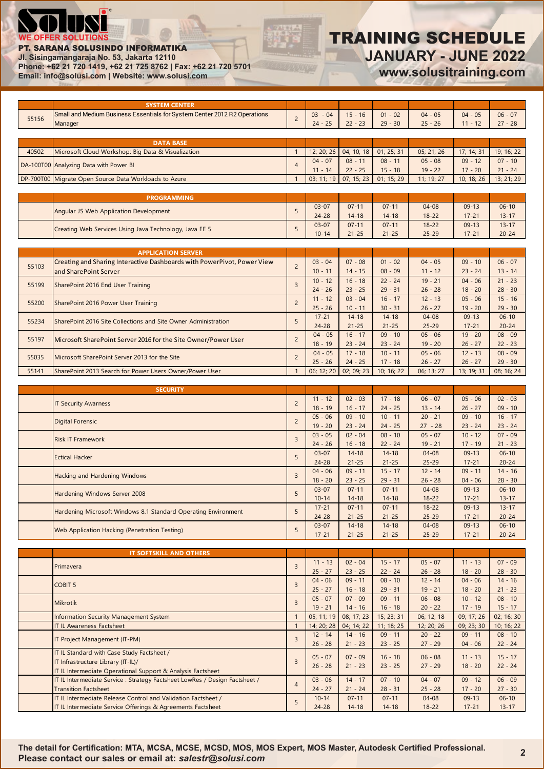**WE OFFER SOLUTIONS**

**PT. SARANA SOLUSINDO INFORMATIKA**
Jl. Sisingamangaraja No. 53, Jakarta 12110
Phone: +62 21 720 1419, +62 21 725 8762 | Fax: +62 21 720 5701
Email: info@solusi.com | Website: www.solusi.com

# TRAINING SCHEDULE
## JANUARY - JUNE 2022
### www.solusitraining.com

| | SYSTEM CENTER | | | | | | | |
|---|---|---|---|---|---|---|---|---|
| 55156 | Small and Medium Business Essentials for System Center 2012 R2 Operations Manager | 2 | 03 - 04<br>24 - 25 | 15 - 16<br>22 - 23 | 01 - 02<br>29 - 30 | 04 - 05<br>25 - 26 | 04 - 05<br>11 - 12 | 06 - 07<br>27 - 28 |

| | DATA BASE | | | | | | | |
|---|---|---|---|---|---|---|---|---|
| 40502 | Microsoft Cloud Workshop: Big Data & Visualization | 1 | 12; 20; 26 | 04; 10; 18 | 01; 25; 31 | 05; 21; 26 | 17; 14; 31 | 19; 16; 22 |
| DA-100T00 | Analyzing Data with Power BI | 4 | 04 - 07<br>11 - 14 | 08 - 11<br>22 - 25 | 08 - 11<br>15 - 18 | 05 - 08<br>19 - 22 | 09 - 12<br>17 - 20 | 07 - 10<br>21 - 24 |
| DP-700T00 | Migrate Open Source Data Workloads to Azure | 1 | 03; 11; 19 | 07; 15; 23 | 01; 15; 29 | 11; 19; 27 | 10; 18; 26 | 13; 21; 29 |

| | PROGRAMMING | | | | | | | |
|---|---|---|---|---|---|---|---|---|
| | Angular JS Web Application Development | 5 | 03-07<br>24-28 | 07-11<br>14-18 | 07-11<br>14-18 | 04-08<br>18-22 | 09-13<br>17-21 | 06-10<br>13-17 |
| | Creating Web Services Using Java Technology, Java EE 5 | 5 | 03-07<br>10-14 | 07-11<br>21-25 | 07-11<br>21-25 | 18-22<br>25-29 | 09-13<br>17-21 | 13-17<br>20-24 |

| | APPLICATION SERVER | | | | | | | |
|---|---|---|---|---|---|---|---|---|
| 55103 | Creating and Sharing Interactive Dashboards with PowerPivot, Power View and SharePoint Server | 2 | 03 - 04<br>10 - 11 | 07 - 08<br>14 - 15 | 01 - 02<br>08 - 09 | 04 - 05<br>11 - 12 | 09 - 10<br>23 - 24 | 06 - 07<br>13 - 14 |
| 55199 | SharePoint 2016 End User Training | 3 | 10 - 12<br>24 - 26 | 16 - 18<br>23 - 25 | 22 - 24<br>29 - 31 | 19 - 21<br>26 - 28 | 04 - 06<br>18 - 20 | 21 - 23<br>28 - 30 |
| 55200 | SharePoint 2016 Power User Training | 2 | 11 - 12<br>25 - 26 | 03 - 04<br>10 - 11 | 16 - 17<br>30 - 31 | 12 - 13<br>26 - 27 | 05 - 06<br>19 - 20 | 15 - 16<br>29 - 30 |
| 55234 | SharePoint 2016 Site Collections and Site Owner Administration | 5 | 17-21<br>24-28 | 14-18<br>21-25 | 14-18<br>21-25 | 04-08<br>25-29 | 09-13<br>17-21 | 06-10<br>20-24 |
| 55197 | Microsoft SharePoint Server 2016 for the Site Owner/Power User | 2 | 04 - 05<br>18 - 19 | 16 - 17<br>23 - 24 | 09 - 10<br>23 - 24 | 05 - 06<br>19 - 20 | 19 - 20<br>26 - 27 | 08 - 09<br>22 - 23 |
| 55035 | Microsoft SharePoint Server 2013 for the Site | 2 | 04 - 05<br>25 - 26 | 17 - 18<br>24 - 25 | 10 - 11<br>17 - 18 | 05 - 06<br>26 - 27 | 12 - 13<br>26 - 27 | 08 - 09<br>29 - 30 |
| 55141 | SharePoint 2013 Search for Power Users Owner/Power User | 1 | 06; 12; 20 | 02; 09; 23 | 10; 16; 22 | 06; 13; 27 | 13; 19; 31 | 08; 16; 24 |

| | SECURITY | | | | | | | |
|---|---|---|---|---|---|---|---|---|
| | IT Security Awarness | 2 | 11 - 12<br>18 - 19 | 02 - 03<br>16 - 17 | 17 - 18<br>24 - 25 | 06 - 07<br>13 - 14 | 05 - 06<br>26 - 27 | 02 - 03<br>09 - 10 |
| | Digital Forensic | 2 | 05 - 06<br>19 - 20 | 09 - 10<br>23 - 24 | 10 - 11<br>24 - 25 | 20 - 21<br>27 - 28 | 09 - 10<br>23 - 24 | 16 - 17<br>23 - 24 |
| | Risk IT Framework | 3 | 03 - 05<br>24 - 26 | 02 - 04<br>16 - 18 | 08 - 10<br>22 - 24 | 05 - 07<br>19 - 21 | 10 - 12<br>17 - 19 | 07 - 09<br>21 - 23 |
| | Ectical Hacker | 5 | 03-07<br>24-28 | 14-18<br>21-25 | 14-18<br>21-25 | 04-08<br>25-29 | 09-13<br>17-21 | 06-10<br>20-24 |
| | Hacking and Hardening Windows | 3 | 04 - 06<br>18 - 20 | 09 - 11<br>23 - 25 | 15 - 17<br>29 - 31 | 12 - 14<br>26 - 28 | 09 - 11<br>04 - 06 | 14 - 16<br>28 - 30 |
| | Hardening Windows Server 2008 | 5 | 03-07<br>10-14 | 07-11<br>14-18 | 07-11<br>14-18 | 04-08<br>18-22 | 09-13<br>17-21 | 06-10<br>13-17 |
| | Hardening Microsoft Windows 8.1 Standard Operating Environment | 5 | 17-21<br>24-28 | 07-11<br>21-25 | 07-11<br>21-25 | 18-22<br>25-29 | 09-13<br>17-21 | 13-17<br>20-24 |
| | Web Application Hacking (Penetration Testing) | 5 | 03-07<br>17-21 | 14-18<br>21-25 | 14-18<br>21-25 | 04-08<br>25-29 | 09-13<br>17-21 | 06-10<br>20-24 |

| | IT SOFTSKILL AND OTHERS | | | | | | | |
|---|---|---|---|---|---|---|---|---|
| | Primavera | 3 | 11 - 13<br>25 - 27 | 02 - 04<br>23 - 25 | 15 - 17<br>22 - 24 | 05 - 07<br>26 - 28 | 11 - 13<br>18 - 20 | 07 - 09<br>28 - 30 |
| | COBIT 5 | 3 | 04 - 06<br>25 - 27 | 09 - 11<br>16 - 18 | 08 - 10<br>29 - 31 | 12 - 14<br>19 - 21 | 04 - 06<br>18 - 20 | 14 - 16<br>21 - 23 |
| | Mikrotik | 3 | 05 - 07<br>19 - 21 | 07 - 09<br>14 - 16 | 09 - 11<br>16 - 18 | 06 - 08<br>20 - 22 | 10 - 12<br>17 - 19 | 08 - 10<br>15 - 17 |
| | Information Security Management System | 1 | 05; 11; 19 | 08; 17; 23 | 15; 23; 31 | 06; 12; 18 | 09; 17; 26 | 02; 16; 30 |
| | IT IL Awareness Factsheet | 1 | 14; 20; 28 | 04; 14; 22 | 11; 18; 25 | 12; 20; 26 | 09; 23; 30 | 10; 16; 22 |
| | IT Project Management (IT-PM) | 3 | 12 - 14<br>26 - 28 | 14 - 16<br>21 - 23 | 09 - 11<br>23 - 25 | 20 - 22<br>27 - 29 | 09 - 11<br>04 - 06 | 08 - 10<br>22 - 24 |
| | IT IL Standard with Case Study Factsheet / IT Infrastructure Library (IT-IL)/ IT IL Intermediate Operational Support & Analysis Factsheet | 3 | 05 - 07<br>26 - 28 | 07 - 09<br>21 - 23 | 16 - 18<br>23 - 25 | 06 - 08<br>27 - 29 | 11 - 13<br>18 - 20 | 15 - 17<br>22 - 24 |
| | IT IL Intermediate Service : Strategy Factsheet LowRes / Design Factsheet / Transition Factsheet | 4 | 03 - 06<br>24 - 27 | 14 - 17<br>21 - 24 | 07 - 10<br>28 - 31 | 04 - 07<br>25 - 28 | 09 - 12<br>17 - 20 | 06 - 09<br>27 - 30 |
| | IT IL Intermediate Release Control and Validation Factsheet / IT IL Intermediate Service Offerings & Agreements Factsheet | 5 | 10-14<br>24-28 | 07-11<br>14-18 | 07-11<br>14-18 | 04-08<br>18-22 | 09-13<br>17-21 | 06-10<br>13-17 |

**The detail for Certification: MTA, MCSA, MCSE, MCSD, MOS, MOS Expert, MOS Master, Autodesk Certified Professional.**
**Please contact our sales or email at: *salestr@solusi.com***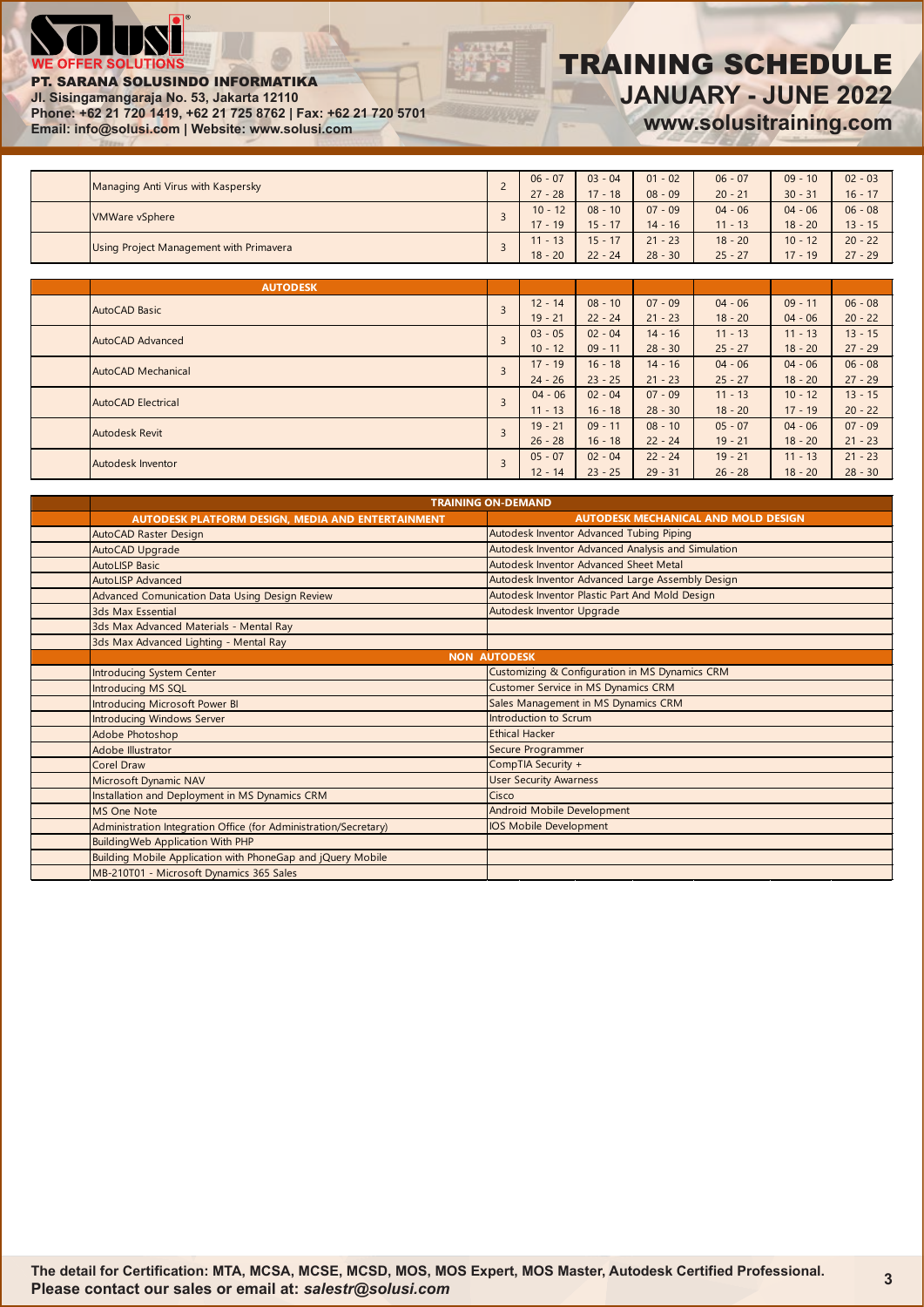PT. SARANA SOLUSINDO INFORMATIKA
Jl. Sisingamangaraja No. 53, Jakarta 12110
Phone: +62 21 720 1419, +62 21 725 8762 | Fax: +62 21 720 5701
Email: info@solusi.com | Website: www.solusi.com

# TRAINING SCHEDULE
## JANUARY - JUNE 2022
**www.solusitraining.com**

| | Course | Days | Jan | Feb | Mar | Apr | May | Jun |
|---|---|---|---|---|---|---|---|---|
| | Managing Anti Virus with Kaspersky | 2 | 06 - 07<br>27 - 28 | 03 - 04<br>17 - 18 | 01 - 02<br>08 - 09 | 06 - 07<br>20 - 21 | 09 - 10<br>30 - 31 | 02 - 03<br>16 - 17 |
| | VMWare vSphere | 3 | 10 - 12<br>17 - 19 | 08 - 10<br>15 - 17 | 07 - 09<br>14 - 16 | 04 - 06<br>11 - 13 | 04 - 06<br>18 - 20 | 06 - 08<br>13 - 15 |
| | Using Project Management with Primavera | 3 | 11 - 13<br>18 - 20 | 15 - 17<br>22 - 24 | 21 - 23<br>28 - 30 | 18 - 20<br>25 - 27 | 10 - 12<br>17 - 19 | 20 - 22<br>27 - 29 |

| | AUTODESK | | | | | | | |
|---|---|---|---|---|---|---|---|---|
| | AutoCAD Basic | 3 | 12 - 14<br>19 - 21 | 08 - 10<br>22 - 24 | 07 - 09<br>21 - 23 | 04 - 06<br>18 - 20 | 09 - 11<br>04 - 06 | 06 - 08<br>20 - 22 |
| | AutoCAD Advanced | 3 | 03 - 05<br>10 - 12 | 02 - 04<br>09 - 11 | 14 - 16<br>28 - 30 | 11 - 13<br>25 - 27 | 11 - 13<br>18 - 20 | 13 - 15<br>27 - 29 |
| | AutoCAD Mechanical | 3 | 17 - 19<br>24 - 26 | 16 - 18<br>23 - 25 | 14 - 16<br>21 - 23 | 04 - 06<br>25 - 27 | 04 - 06<br>18 - 20 | 06 - 08<br>27 - 29 |
| | AutoCAD Electrical | 3 | 04 - 06<br>11 - 13 | 02 - 04<br>16 - 18 | 07 - 09<br>28 - 30 | 11 - 13<br>18 - 20 | 10 - 12<br>17 - 19 | 13 - 15<br>20 - 22 |
| | Autodesk Revit | 3 | 19 - 21<br>26 - 28 | 09 - 11<br>16 - 18 | 08 - 10<br>22 - 24 | 05 - 07<br>19 - 21 | 04 - 06<br>18 - 20 | 07 - 09<br>21 - 23 |
| | Autodesk Inventor | 3 | 05 - 07<br>12 - 14 | 02 - 04<br>23 - 25 | 22 - 24<br>29 - 31 | 19 - 21<br>26 - 28 | 11 - 13<br>18 - 20 | 21 - 23<br>28 - 30 |

| | TRAINING ON-DEMAND | |
|---|---|---|
| | **AUTODESK PLATFORM DESIGN, MEDIA AND ENTERTAINMENT** | **AUTODESK MECHANICAL AND MOLD DESIGN** |
| | AutoCAD Raster Design | Autodesk Inventor Advanced Tubing Piping |
| | AutoCAD Upgrade | Autodesk Inventor Advanced Analysis and Simulation |
| | AutoLISP Basic | Autodesk Inventor Advanced Sheet Metal |
| | AutoLISP Advanced | Autodesk Inventor Advanced Large Assembly Design |
| | Advanced Comunication Data Using Design Review | Autodesk Inventor Plastic Part And Mold Design |
| | 3ds Max Essential | Autodesk Inventor Upgrade |
| | 3ds Max Advanced Materials - Mental Ray | |
| | 3ds Max Advanced Lighting - Mental Ray | |
| | **NON AUTODESK** | |
| | Introducing System Center | Customizing & Configuration in MS Dynamics CRM |
| | Introducing MS SQL | Customer Service in MS Dynamics CRM |
| | Introducing Microsoft Power BI | Sales Management in MS Dynamics CRM |
| | Introducing Windows Server | Introduction to Scrum |
| | Adobe Photoshop | Ethical Hacker |
| | Adobe Illustrator | Secure Programmer |
| | Corel Draw | CompTIA Security + |
| | Microsoft Dynamic NAV | User Security Awarness |
| | Installation and Deployment in MS Dynamics CRM | Cisco |
| | MS One Note | Android Mobile Development |
| | Administration Integration Office (for Administration/Secretary) | IOS Mobile Development |
| | BuildingWeb Application With PHP | |
| | Building Mobile Application with PhoneGap and jQuery Mobile | |
| | MB-210T01 - Microsoft Dynamics 365 Sales | |

**The detail for Certification: MTA, MCSA, MCSE, MCSD, MOS, MOS Expert, MOS Master, Autodesk Certified Professional. Please contact our sales or email at: *salestr@solusi.com***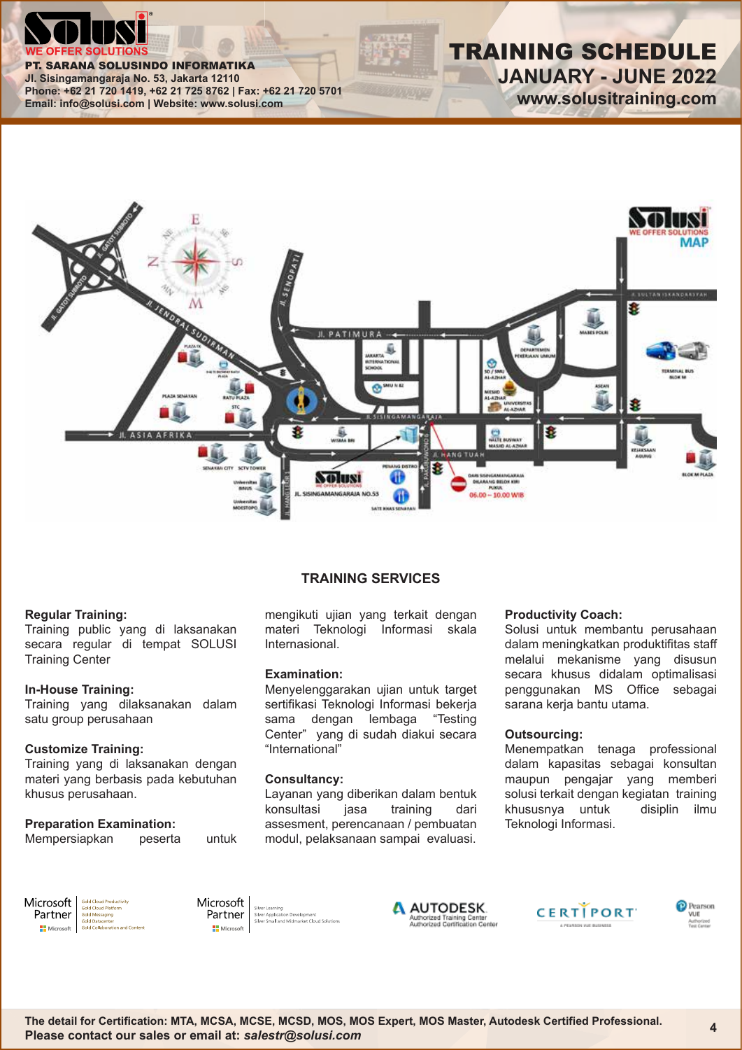WE OFFER SOLUTIONS

**PT. SARANA SOLUSINDO INFORMATIKA**
Jl. Sisingamangaraja No. 53, Jakarta 12110
Phone: +62 21 720 1419, +62 21 725 8762 | Fax: +62 21 720 5701
Email: info@solusi.com | Website: www.solusi.com

# TRAINING SCHEDULE
## JANUARY - JUNE 2022
**www.solusitraining.com**

## TRAINING SERVICES

**Regular Training:**
Training public yang di laksanakan secara regular di tempat SOLUSI Training Center

**In-House Training:**
Training yang dilaksanakan dalam satu group perusahaan

**Customize Training:**
Training yang di laksanakan dengan materi yang berbasis pada kebutuhan khusus perusahaan.

**Preparation Examination:**
Mempersiapkan peserta untuk mengikuti ujian yang terkait dengan materi Teknologi Informasi skala Internasional.

**Examination:**
Menyelenggarakan ujian untuk target sertifikasi Teknologi Informasi bekerja sama dengan lembaga "Testing Center" yang di sudah diakui secara "International"

**Consultancy:**
Layanan yang diberikan dalam bentuk konsultasi jasa training dari assesment, perencanaan / pembuatan modul, pelaksanaan sampai evaluasi.

**Productivity Coach:**
Solusi untuk membantu perusahaan dalam meningkatkan produktifitas staff melalui mekanisme yang disusun secara khusus didalam optimalisasi penggunakan MS Office sebagai sarana kerja bantu utama.

**Outsourcing:**
Menempatkan tenaga professional dalam kapasitas sebagai konsultan maupun pengajar yang memberi solusi terkait dengan kegiatan training khususnya untuk disiplin ilmu Teknologi Informasi.

**The detail for Certification: MTA, MCSA, MCSE, MCSD, MOS, MOS Expert, MOS Master, Autodesk Certified Professional.**
**Please contact our sales or email at:** ***salestr@solusi.com***